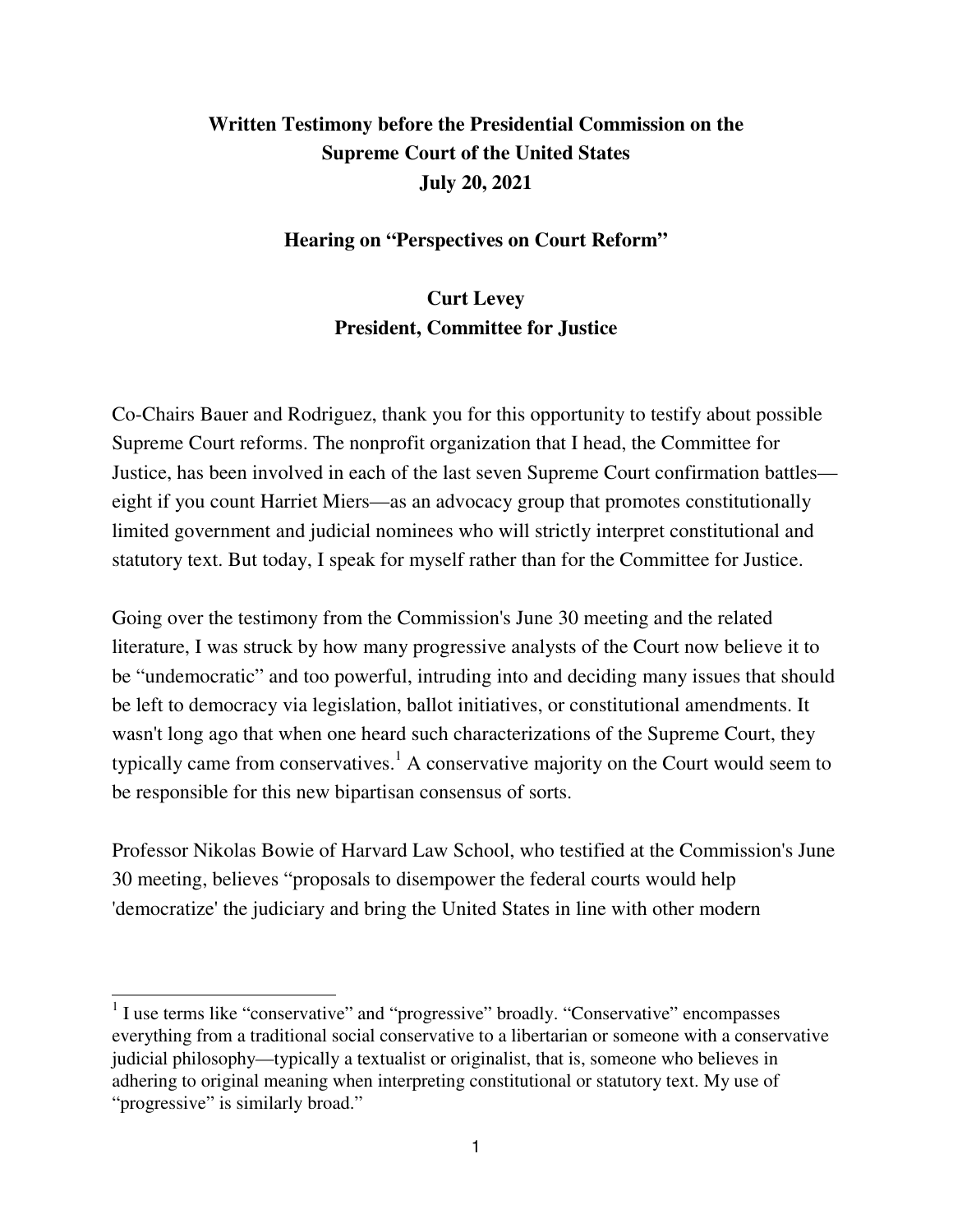**Written Testimony before the Presidential Commission on the Supreme Court of the United States**
**July 20, 2021**

**Hearing on "Perspectives on Court Reform"**

**Curt Levey**
**President, Committee for Justice**

Co-Chairs Bauer and Rodriguez, thank you for this opportunity to testify about possible Supreme Court reforms. The nonprofit organization that I head, the Committee for Justice, has been involved in each of the last seven Supreme Court confirmation battles—eight if you count Harriet Miers—as an advocacy group that promotes constitutionally limited government and judicial nominees who will strictly interpret constitutional and statutory text. But today, I speak for myself rather than for the Committee for Justice.

Going over the testimony from the Commission's June 30 meeting and the related literature, I was struck by how many progressive analysts of the Court now believe it to be "undemocratic" and too powerful, intruding into and deciding many issues that should be left to democracy via legislation, ballot initiatives, or constitutional amendments. It wasn't long ago that when one heard such characterizations of the Supreme Court, they typically came from conservatives.[1] A conservative majority on the Court would seem to be responsible for this new bipartisan consensus of sorts.

Professor Nikolas Bowie of Harvard Law School, who testified at the Commission's June 30 meeting, believes "proposals to disempower the federal courts would help 'democratize' the judiciary and bring the United States in line with other modern

---

[1] I use terms like "conservative" and "progressive" broadly. "Conservative" encompasses everything from a traditional social conservative to a libertarian or someone with a conservative judicial philosophy—typically a textualist or originalist, that is, someone who believes in adhering to original meaning when interpreting constitutional or statutory text. My use of "progressive" is similarly broad."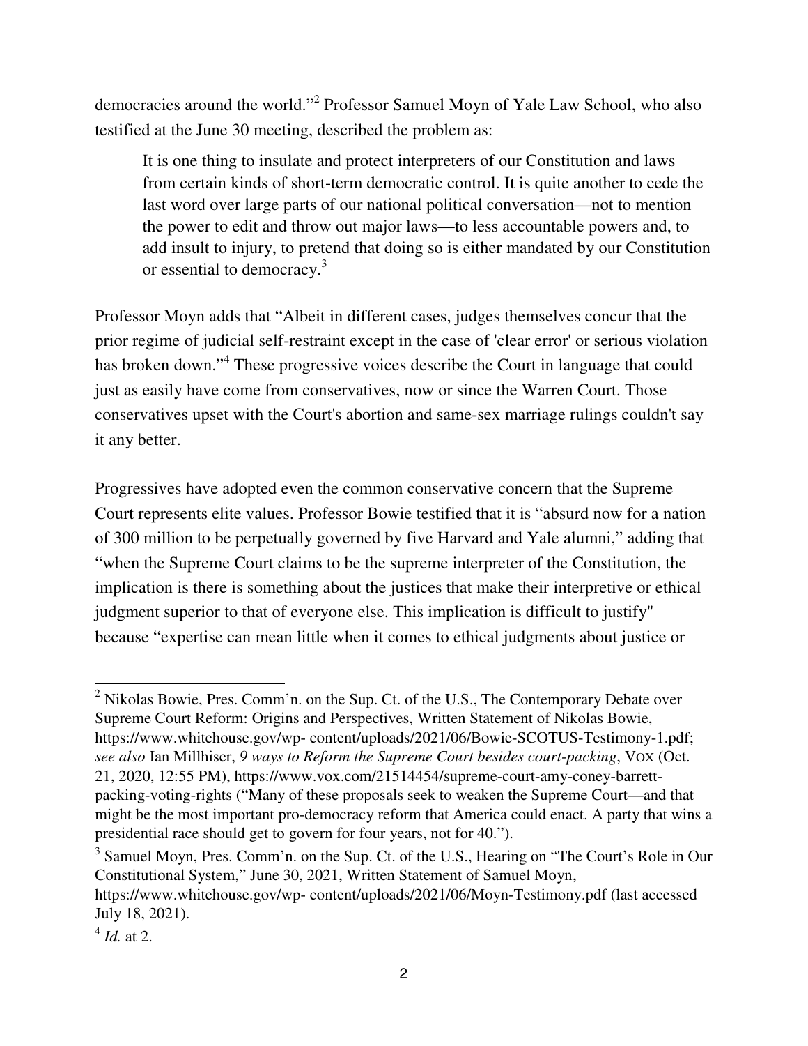democracies around the world."[2] Professor Samuel Moyn of Yale Law School, who also testified at the June 30 meeting, described the problem as:

> It is one thing to insulate and protect interpreters of our Constitution and laws from certain kinds of short-term democratic control. It is quite another to cede the last word over large parts of our national political conversation—not to mention the power to edit and throw out major laws—to less accountable powers and, to add insult to injury, to pretend that doing so is either mandated by our Constitution or essential to democracy.[3]

Professor Moyn adds that "Albeit in different cases, judges themselves concur that the prior regime of judicial self-restraint except in the case of 'clear error' or serious violation has broken down."[4] These progressive voices describe the Court in language that could just as easily have come from conservatives, now or since the Warren Court. Those conservatives upset with the Court's abortion and same-sex marriage rulings couldn't say it any better.

Progressives have adopted even the common conservative concern that the Supreme Court represents elite values. Professor Bowie testified that it is "absurd now for a nation of 300 million to be perpetually governed by five Harvard and Yale alumni," adding that "when the Supreme Court claims to be the supreme interpreter of the Constitution, the implication is there is something about the justices that make their interpretive or ethical judgment superior to that of everyone else. This implication is difficult to justify" because "expertise can mean little when it comes to ethical judgments about justice or

---

[2] Nikolas Bowie, Pres. Comm'n. on the Sup. Ct. of the U.S., The Contemporary Debate over Supreme Court Reform: Origins and Perspectives, Written Statement of Nikolas Bowie, https://www.whitehouse.gov/wp- content/uploads/2021/06/Bowie-SCOTUS-Testimony-1.pdf; *see also* Ian Millhiser, *9 ways to Reform the Supreme Court besides court-packing*, VOX (Oct. 21, 2020, 12:55 PM), https://www.vox.com/21514454/supreme-court-amy-coney-barrett-packing-voting-rights ("Many of these proposals seek to weaken the Supreme Court—and that might be the most important pro-democracy reform that America could enact. A party that wins a presidential race should get to govern for four years, not for 40.").

[3] Samuel Moyn, Pres. Comm'n. on the Sup. Ct. of the U.S., Hearing on "The Court's Role in Our Constitutional System," June 30, 2021, Written Statement of Samuel Moyn, https://www.whitehouse.gov/wp- content/uploads/2021/06/Moyn-Testimony.pdf (last accessed July 18, 2021).

[4] *Id.* at 2.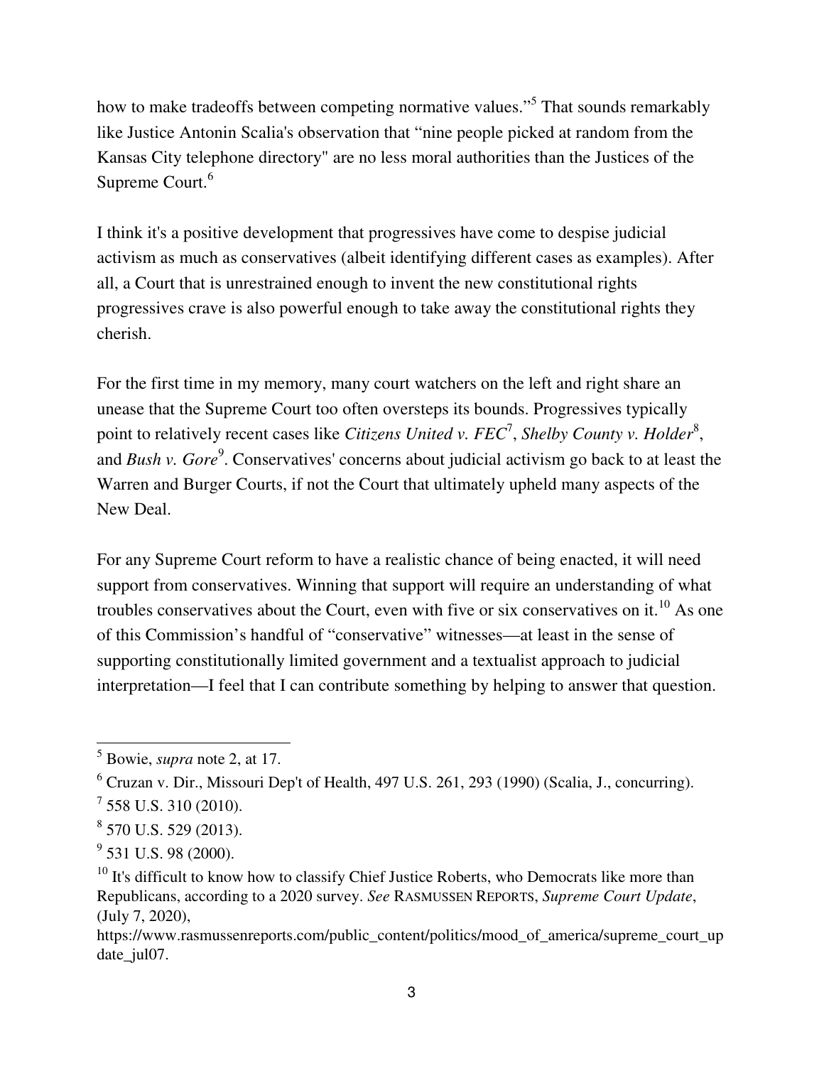how to make tradeoffs between competing normative values."[5] That sounds remarkably like Justice Antonin Scalia's observation that "nine people picked at random from the Kansas City telephone directory" are no less moral authorities than the Justices of the Supreme Court.[6]

I think it's a positive development that progressives have come to despise judicial activism as much as conservatives (albeit identifying different cases as examples). After all, a Court that is unrestrained enough to invent the new constitutional rights progressives crave is also powerful enough to take away the constitutional rights they cherish.

For the first time in my memory, many court watchers on the left and right share an unease that the Supreme Court too often oversteps its bounds. Progressives typically point to relatively recent cases like *Citizens United v. FEC*[7], *Shelby County v. Holder*[8], and *Bush v. Gore*[9]. Conservatives' concerns about judicial activism go back to at least the Warren and Burger Courts, if not the Court that ultimately upheld many aspects of the New Deal.

For any Supreme Court reform to have a realistic chance of being enacted, it will need support from conservatives. Winning that support will require an understanding of what troubles conservatives about the Court, even with five or six conservatives on it.[10] As one of this Commission's handful of "conservative" witnesses—at least in the sense of supporting constitutionally limited government and a textualist approach to judicial interpretation—I feel that I can contribute something by helping to answer that question.

---

[5] Bowie, *supra* note 2, at 17.

[6] Cruzan v. Dir., Missouri Dep't of Health, 497 U.S. 261, 293 (1990) (Scalia, J., concurring).

[7] 558 U.S. 310 (2010).

[8] 570 U.S. 529 (2013).

[9] 531 U.S. 98 (2000).

[10] It's difficult to know how to classify Chief Justice Roberts, who Democrats like more than Republicans, according to a 2020 survey. *See* RASMUSSEN REPORTS, *Supreme Court Update*, (July 7, 2020), https://www.rasmussenreports.com/public_content/politics/mood_of_america/supreme_court_update_jul07.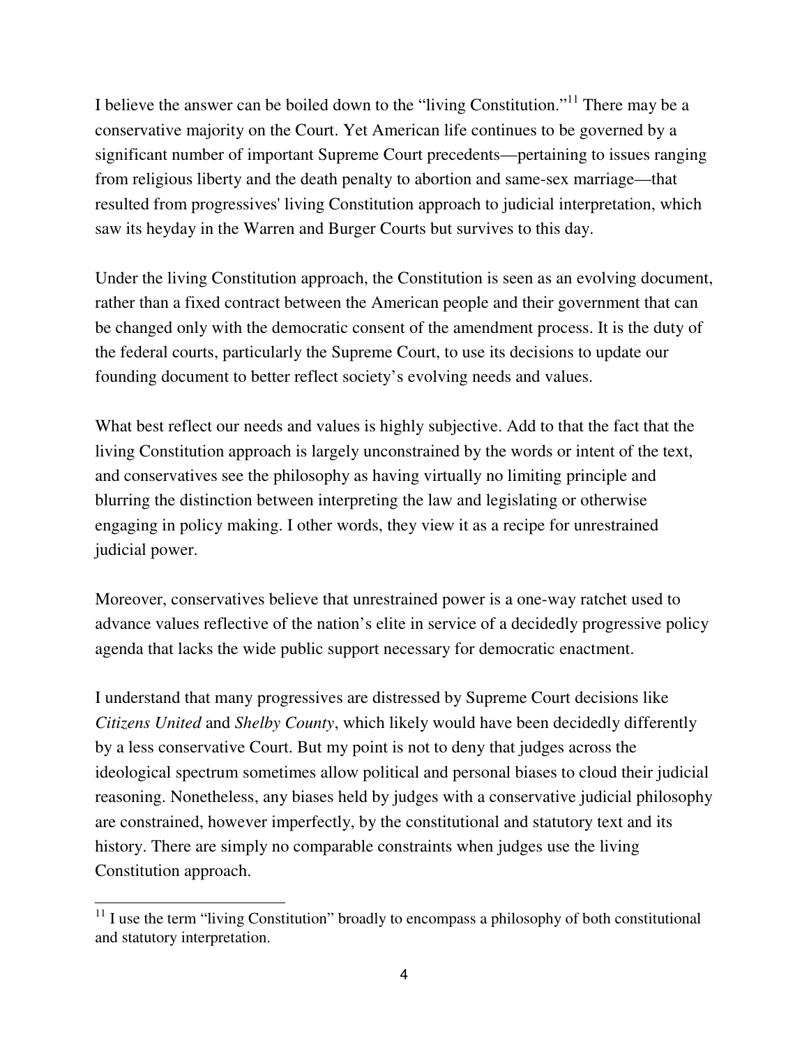I believe the answer can be boiled down to the "living Constitution."[11] There may be a conservative majority on the Court. Yet American life continues to be governed by a significant number of important Supreme Court precedents—pertaining to issues ranging from religious liberty and the death penalty to abortion and same-sex marriage—that resulted from progressives' living Constitution approach to judicial interpretation, which saw its heyday in the Warren and Burger Courts but survives to this day.

Under the living Constitution approach, the Constitution is seen as an evolving document, rather than a fixed contract between the American people and their government that can be changed only with the democratic consent of the amendment process. It is the duty of the federal courts, particularly the Supreme Court, to use its decisions to update our founding document to better reflect society's evolving needs and values.

What best reflect our needs and values is highly subjective. Add to that the fact that the living Constitution approach is largely unconstrained by the words or intent of the text, and conservatives see the philosophy as having virtually no limiting principle and blurring the distinction between interpreting the law and legislating or otherwise engaging in policy making. I other words, they view it as a recipe for unrestrained judicial power.

Moreover, conservatives believe that unrestrained power is a one-way ratchet used to advance values reflective of the nation's elite in service of a decidedly progressive policy agenda that lacks the wide public support necessary for democratic enactment.

I understand that many progressives are distressed by Supreme Court decisions like *Citizens United* and *Shelby County*, which likely would have been decidedly differently by a less conservative Court. But my point is not to deny that judges across the ideological spectrum sometimes allow political and personal biases to cloud their judicial reasoning. Nonetheless, any biases held by judges with a conservative judicial philosophy are constrained, however imperfectly, by the constitutional and statutory text and its history. There are simply no comparable constraints when judges use the living Constitution approach.

---

[11] I use the term "living Constitution" broadly to encompass a philosophy of both constitutional and statutory interpretation.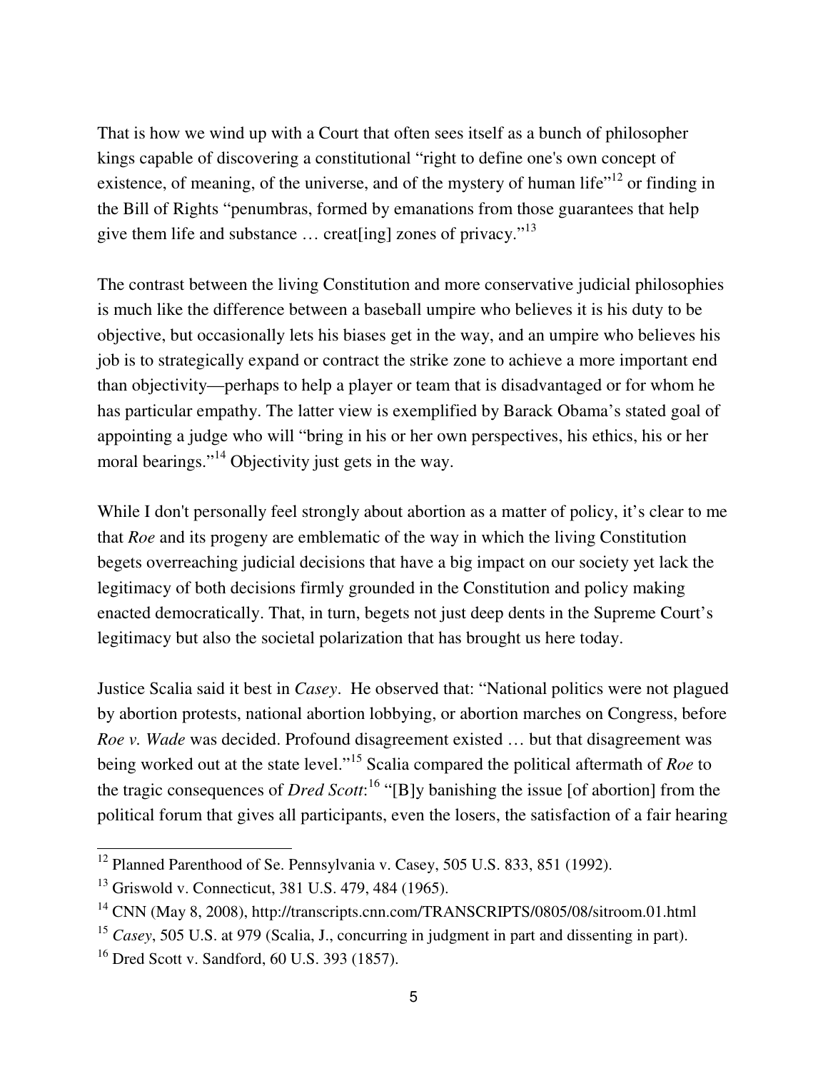That is how we wind up with a Court that often sees itself as a bunch of philosopher kings capable of discovering a constitutional "right to define one's own concept of existence, of meaning, of the universe, and of the mystery of human life"[12] or finding in the Bill of Rights "penumbras, formed by emanations from those guarantees that help give them life and substance … creat[ing] zones of privacy."[13]

The contrast between the living Constitution and more conservative judicial philosophies is much like the difference between a baseball umpire who believes it is his duty to be objective, but occasionally lets his biases get in the way, and an umpire who believes his job is to strategically expand or contract the strike zone to achieve a more important end than objectivity—perhaps to help a player or team that is disadvantaged or for whom he has particular empathy. The latter view is exemplified by Barack Obama's stated goal of appointing a judge who will "bring in his or her own perspectives, his ethics, his or her moral bearings."[14] Objectivity just gets in the way.

While I don't personally feel strongly about abortion as a matter of policy, it's clear to me that *Roe* and its progeny are emblematic of the way in which the living Constitution begets overreaching judicial decisions that have a big impact on our society yet lack the legitimacy of both decisions firmly grounded in the Constitution and policy making enacted democratically. That, in turn, begets not just deep dents in the Supreme Court's legitimacy but also the societal polarization that has brought us here today.

Justice Scalia said it best in *Casey*. He observed that: "National politics were not plagued by abortion protests, national abortion lobbying, or abortion marches on Congress, before *Roe v. Wade* was decided. Profound disagreement existed … but that disagreement was being worked out at the state level."[15] Scalia compared the political aftermath of *Roe* to the tragic consequences of *Dred Scott*:[16] "[B]y banishing the issue [of abortion] from the political forum that gives all participants, even the losers, the satisfaction of a fair hearing

---

[12] Planned Parenthood of Se. Pennsylvania v. Casey, 505 U.S. 833, 851 (1992).

[13] Griswold v. Connecticut, 381 U.S. 479, 484 (1965).

[14] CNN (May 8, 2008), http://transcripts.cnn.com/TRANSCRIPTS/0805/08/sitroom.01.html

[15] *Casey*, 505 U.S. at 979 (Scalia, J., concurring in judgment in part and dissenting in part).

[16] Dred Scott v. Sandford, 60 U.S. 393 (1857).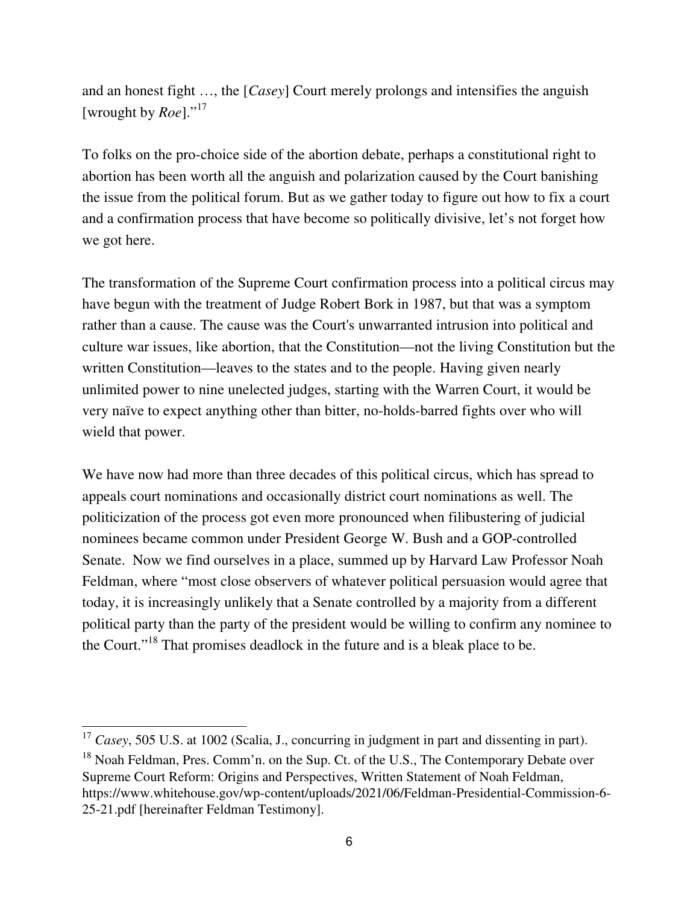and an honest fight …, the [*Casey*] Court merely prolongs and intensifies the anguish [wrought by *Roe*]."[17]

To folks on the pro-choice side of the abortion debate, perhaps a constitutional right to abortion has been worth all the anguish and polarization caused by the Court banishing the issue from the political forum. But as we gather today to figure out how to fix a court and a confirmation process that have become so politically divisive, let's not forget how we got here.

The transformation of the Supreme Court confirmation process into a political circus may have begun with the treatment of Judge Robert Bork in 1987, but that was a symptom rather than a cause. The cause was the Court's unwarranted intrusion into political and culture war issues, like abortion, that the Constitution—not the living Constitution but the written Constitution—leaves to the states and to the people. Having given nearly unlimited power to nine unelected judges, starting with the Warren Court, it would be very naïve to expect anything other than bitter, no-holds-barred fights over who will wield that power.

We have now had more than three decades of this political circus, which has spread to appeals court nominations and occasionally district court nominations as well. The politicization of the process got even more pronounced when filibustering of judicial nominees became common under President George W. Bush and a GOP-controlled Senate. Now we find ourselves in a place, summed up by Harvard Law Professor Noah Feldman, where "most close observers of whatever political persuasion would agree that today, it is increasingly unlikely that a Senate controlled by a majority from a different political party than the party of the president would be willing to confirm any nominee to the Court."[18] That promises deadlock in the future and is a bleak place to be.

---

[17] *Casey*, 505 U.S. at 1002 (Scalia, J., concurring in judgment in part and dissenting in part).

[18] Noah Feldman, Pres. Comm'n. on the Sup. Ct. of the U.S., The Contemporary Debate over Supreme Court Reform: Origins and Perspectives, Written Statement of Noah Feldman, https://www.whitehouse.gov/wp-content/uploads/2021/06/Feldman-Presidential-Commission-6-25-21.pdf [hereinafter Feldman Testimony].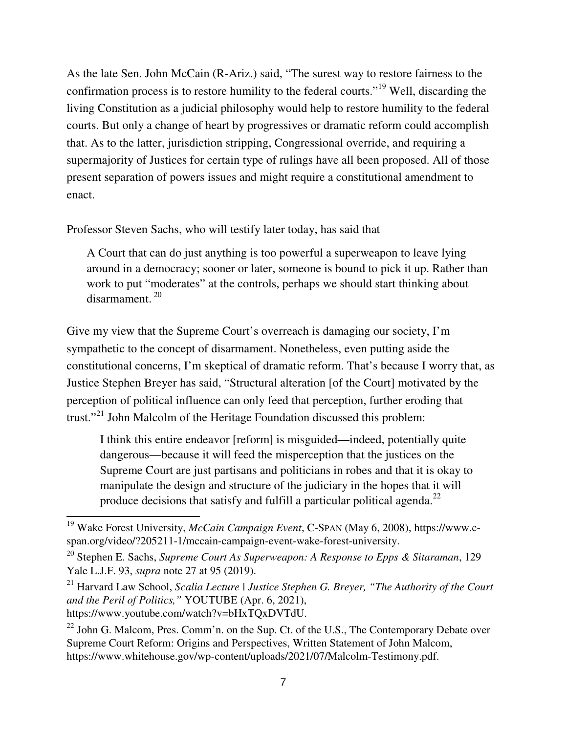As the late Sen. John McCain (R-Ariz.) said, "The surest way to restore fairness to the confirmation process is to restore humility to the federal courts."[19] Well, discarding the living Constitution as a judicial philosophy would help to restore humility to the federal courts. But only a change of heart by progressives or dramatic reform could accomplish that. As to the latter, jurisdiction stripping, Congressional override, and requiring a supermajority of Justices for certain type of rulings have all been proposed. All of those present separation of powers issues and might require a constitutional amendment to enact.

Professor Steven Sachs, who will testify later today, has said that

> A Court that can do just anything is too powerful a superweapon to leave lying around in a democracy; sooner or later, someone is bound to pick it up. Rather than work to put "moderates" at the controls, perhaps we should start thinking about disarmament.[20]

Give my view that the Supreme Court's overreach is damaging our society, I'm sympathetic to the concept of disarmament. Nonetheless, even putting aside the constitutional concerns, I'm skeptical of dramatic reform. That's because I worry that, as Justice Stephen Breyer has said, "Structural alteration [of the Court] motivated by the perception of political influence can only feed that perception, further eroding that trust."[21] John Malcolm of the Heritage Foundation discussed this problem:

> I think this entire endeavor [reform] is misguided—indeed, potentially quite dangerous—because it will feed the misperception that the justices on the Supreme Court are just partisans and politicians in robes and that it is okay to manipulate the design and structure of the judiciary in the hopes that it will produce decisions that satisfy and fulfill a particular political agenda.[22]

---

[19] Wake Forest University, *McCain Campaign Event*, C-SPAN (May 6, 2008), https://www.c-span.org/video/?205211-1/mccain-campaign-event-wake-forest-university.

[20] Stephen E. Sachs, *Supreme Court As Superweapon: A Response to Epps & Sitaraman*, 129 Yale L.J.F. 93, *supra* note 27 at 95 (2019).

[21] Harvard Law School, *Scalia Lecture | Justice Stephen G. Breyer, "The Authority of the Court and the Peril of Politics,"* YOUTUBE (Apr. 6, 2021), https://www.youtube.com/watch?v=bHxTQxDVTdU.

[22] John G. Malcom, Pres. Comm'n. on the Sup. Ct. of the U.S., The Contemporary Debate over Supreme Court Reform: Origins and Perspectives, Written Statement of John Malcom, https://www.whitehouse.gov/wp-content/uploads/2021/07/Malcolm-Testimony.pdf.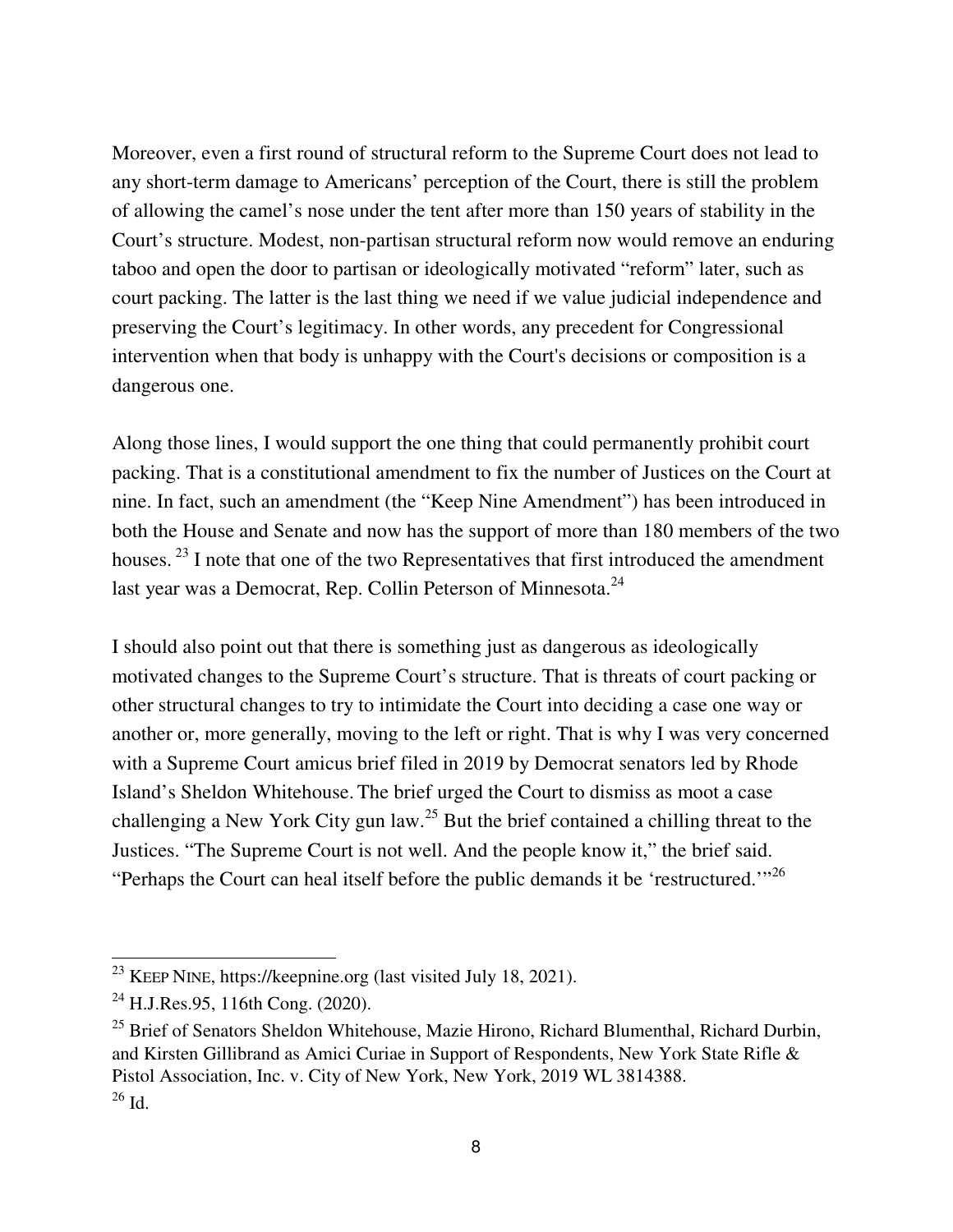Moreover, even a first round of structural reform to the Supreme Court does not lead to any short-term damage to Americans' perception of the Court, there is still the problem of allowing the camel's nose under the tent after more than 150 years of stability in the Court's structure. Modest, non-partisan structural reform now would remove an enduring taboo and open the door to partisan or ideologically motivated "reform" later, such as court packing. The latter is the last thing we need if we value judicial independence and preserving the Court's legitimacy. In other words, any precedent for Congressional intervention when that body is unhappy with the Court's decisions or composition is a dangerous one.

Along those lines, I would support the one thing that could permanently prohibit court packing. That is a constitutional amendment to fix the number of Justices on the Court at nine. In fact, such an amendment (the "Keep Nine Amendment") has been introduced in both the House and Senate and now has the support of more than 180 members of the two houses.[23] I note that one of the two Representatives that first introduced the amendment last year was a Democrat, Rep. Collin Peterson of Minnesota.[24]

I should also point out that there is something just as dangerous as ideologically motivated changes to the Supreme Court's structure. That is threats of court packing or other structural changes to try to intimidate the Court into deciding a case one way or another or, more generally, moving to the left or right. That is why I was very concerned with a Supreme Court amicus brief filed in 2019 by Democrat senators led by Rhode Island's Sheldon Whitehouse. The brief urged the Court to dismiss as moot a case challenging a New York City gun law.[25] But the brief contained a chilling threat to the Justices. "The Supreme Court is not well. And the people know it," the brief said. "Perhaps the Court can heal itself before the public demands it be 'restructured.'"[26]

---

[23] KEEP NINE, https://keepnine.org (last visited July 18, 2021).

[24] H.J.Res.95, 116th Cong. (2020).

[25] Brief of Senators Sheldon Whitehouse, Mazie Hirono, Richard Blumenthal, Richard Durbin, and Kirsten Gillibrand as Amici Curiae in Support of Respondents, New York State Rifle & Pistol Association, Inc. v. City of New York, New York, 2019 WL 3814388.

[26] Id.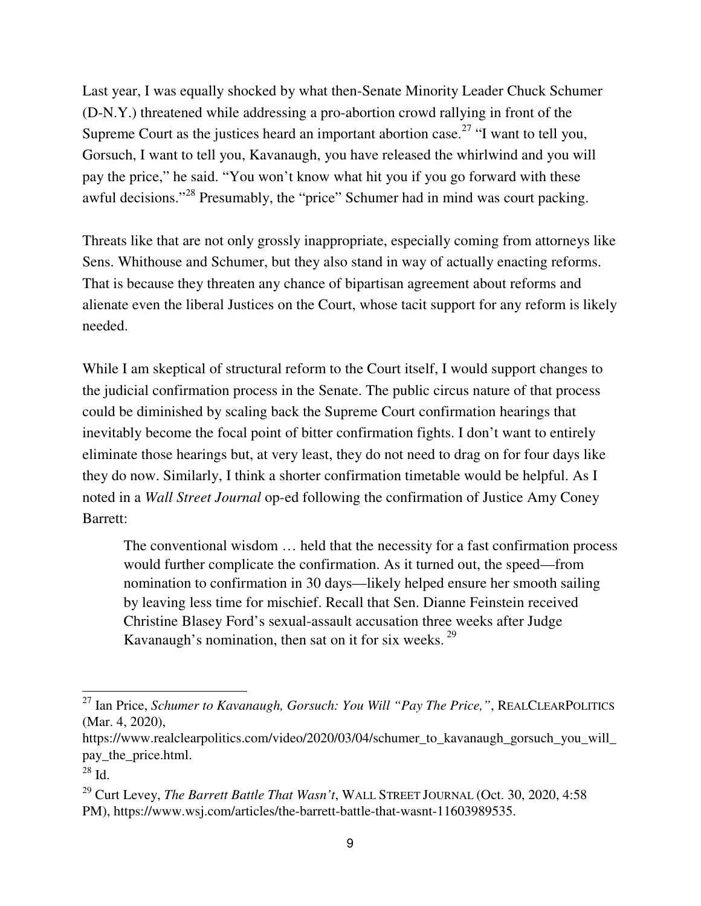Last year, I was equally shocked by what then-Senate Minority Leader Chuck Schumer (D-N.Y.) threatened while addressing a pro-abortion crowd rallying in front of the Supreme Court as the justices heard an important abortion case.[27] "I want to tell you, Gorsuch, I want to tell you, Kavanaugh, you have released the whirlwind and you will pay the price," he said. "You won't know what hit you if you go forward with these awful decisions."[28] Presumably, the "price" Schumer had in mind was court packing.

Threats like that are not only grossly inappropriate, especially coming from attorneys like Sens. Whithouse and Schumer, but they also stand in way of actually enacting reforms. That is because they threaten any chance of bipartisan agreement about reforms and alienate even the liberal Justices on the Court, whose tacit support for any reform is likely needed.

While I am skeptical of structural reform to the Court itself, I would support changes to the judicial confirmation process in the Senate. The public circus nature of that process could be diminished by scaling back the Supreme Court confirmation hearings that inevitably become the focal point of bitter confirmation fights. I don't want to entirely eliminate those hearings but, at very least, they do not need to drag on for four days like they do now. Similarly, I think a shorter confirmation timetable would be helpful. As I noted in a *Wall Street Journal* op-ed following the confirmation of Justice Amy Coney Barrett:

> The conventional wisdom … held that the necessity for a fast confirmation process would further complicate the confirmation. As it turned out, the speed—from nomination to confirmation in 30 days—likely helped ensure her smooth sailing by leaving less time for mischief. Recall that Sen. Dianne Feinstein received Christine Blasey Ford's sexual-assault accusation three weeks after Judge Kavanaugh's nomination, then sat on it for six weeks.[29]

---

[27] Ian Price, *Schumer to Kavanaugh, Gorsuch: You Will "Pay The Price,"*, REALCLEARPOLITICS (Mar. 4, 2020), https://www.realclearpolitics.com/video/2020/03/04/schumer_to_kavanaugh_gorsuch_you_will_pay_the_price.html.

[28] Id.

[29] Curt Levey, *The Barrett Battle That Wasn't*, WALL STREET JOURNAL (Oct. 30, 2020, 4:58 PM), https://www.wsj.com/articles/the-barrett-battle-that-wasnt-11603989535.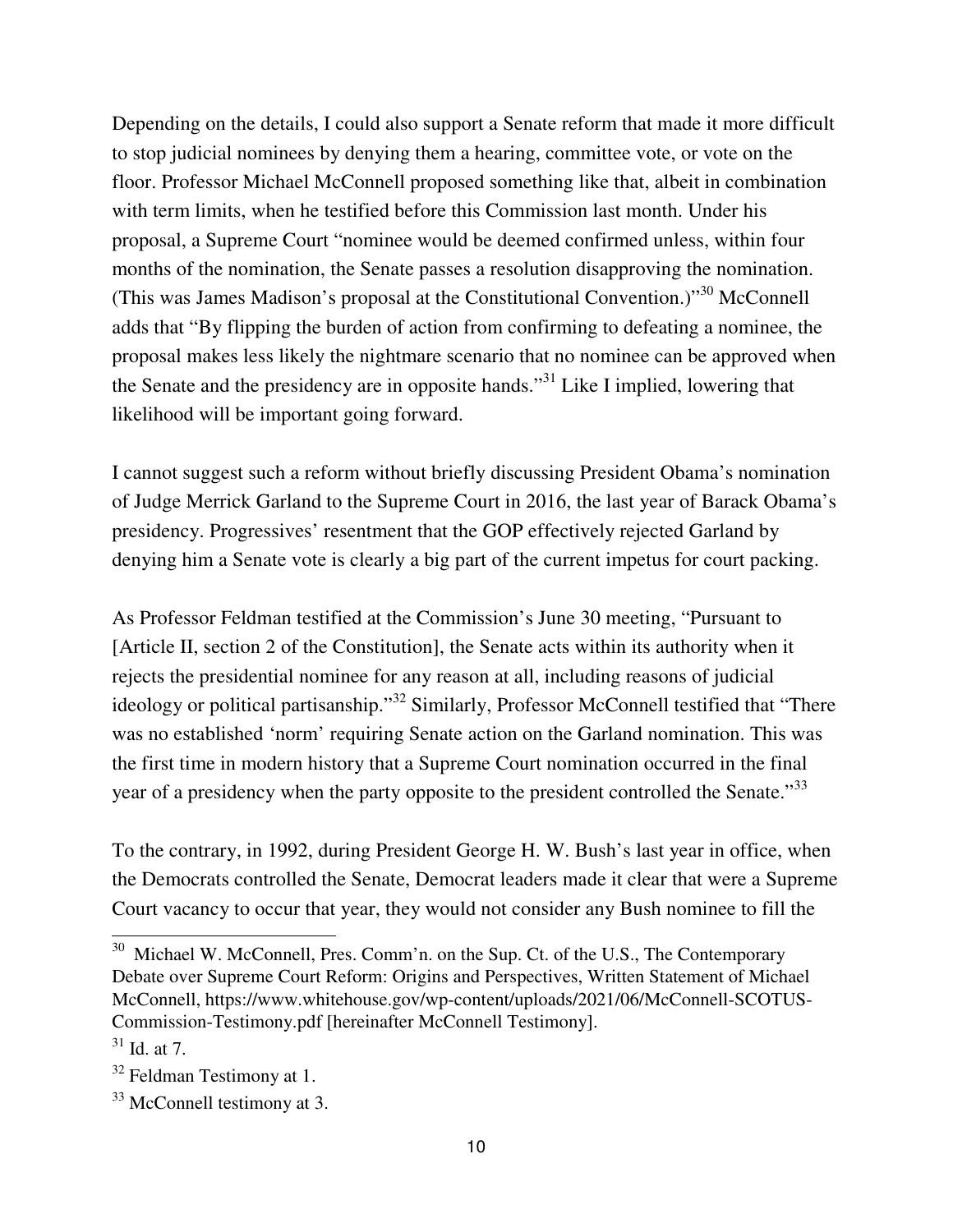Depending on the details, I could also support a Senate reform that made it more difficult to stop judicial nominees by denying them a hearing, committee vote, or vote on the floor. Professor Michael McConnell proposed something like that, albeit in combination with term limits, when he testified before this Commission last month. Under his proposal, a Supreme Court "nominee would be deemed confirmed unless, within four months of the nomination, the Senate passes a resolution disapproving the nomination. (This was James Madison's proposal at the Constitutional Convention.)"[30] McConnell adds that "By flipping the burden of action from confirming to defeating a nominee, the proposal makes less likely the nightmare scenario that no nominee can be approved when the Senate and the presidency are in opposite hands."[31] Like I implied, lowering that likelihood will be important going forward.

I cannot suggest such a reform without briefly discussing President Obama's nomination of Judge Merrick Garland to the Supreme Court in 2016, the last year of Barack Obama's presidency. Progressives' resentment that the GOP effectively rejected Garland by denying him a Senate vote is clearly a big part of the current impetus for court packing.

As Professor Feldman testified at the Commission's June 30 meeting, "Pursuant to [Article II, section 2 of the Constitution], the Senate acts within its authority when it rejects the presidential nominee for any reason at all, including reasons of judicial ideology or political partisanship."[32] Similarly, Professor McConnell testified that "There was no established 'norm' requiring Senate action on the Garland nomination. This was the first time in modern history that a Supreme Court nomination occurred in the final year of a presidency when the party opposite to the president controlled the Senate."[33]

To the contrary, in 1992, during President George H. W. Bush's last year in office, when the Democrats controlled the Senate, Democrat leaders made it clear that were a Supreme Court vacancy to occur that year, they would not consider any Bush nominee to fill the

---

[30] Michael W. McConnell, Pres. Comm'n. on the Sup. Ct. of the U.S., The Contemporary Debate over Supreme Court Reform: Origins and Perspectives, Written Statement of Michael McConnell, https://www.whitehouse.gov/wp-content/uploads/2021/06/McConnell-SCOTUS-Commission-Testimony.pdf [hereinafter McConnell Testimony].

[31] Id. at 7.

[32] Feldman Testimony at 1.

[33] McConnell testimony at 3.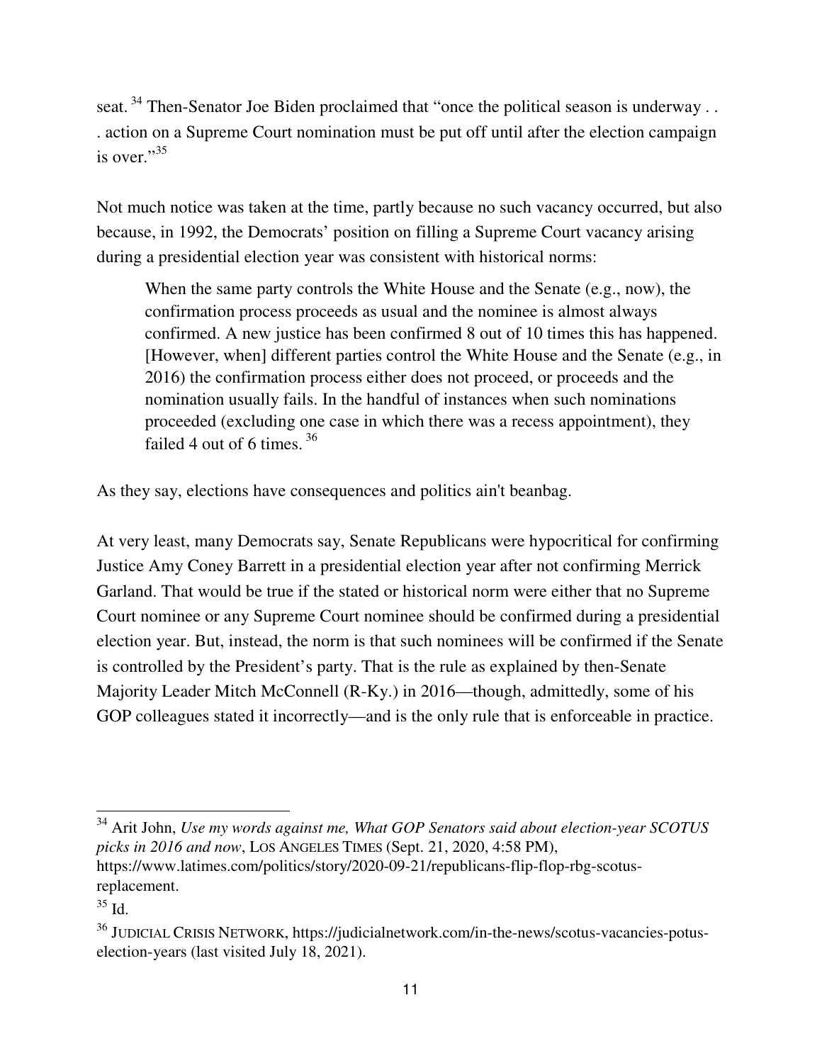seat.[34] Then-Senator Joe Biden proclaimed that "once the political season is underway . . . action on a Supreme Court nomination must be put off until after the election campaign is over."[35]

Not much notice was taken at the time, partly because no such vacancy occurred, but also because, in 1992, the Democrats' position on filling a Supreme Court vacancy arising during a presidential election year was consistent with historical norms:

> When the same party controls the White House and the Senate (e.g., now), the confirmation process proceeds as usual and the nominee is almost always confirmed. A new justice has been confirmed 8 out of 10 times this has happened. [However, when] different parties control the White House and the Senate (e.g., in 2016) the confirmation process either does not proceed, or proceeds and the nomination usually fails. In the handful of instances when such nominations proceeded (excluding one case in which there was a recess appointment), they failed 4 out of 6 times.[36]

As they say, elections have consequences and politics ain't beanbag.

At very least, many Democrats say, Senate Republicans were hypocritical for confirming Justice Amy Coney Barrett in a presidential election year after not confirming Merrick Garland. That would be true if the stated or historical norm were either that no Supreme Court nominee or any Supreme Court nominee should be confirmed during a presidential election year. But, instead, the norm is that such nominees will be confirmed if the Senate is controlled by the President's party. That is the rule as explained by then-Senate Majority Leader Mitch McConnell (R-Ky.) in 2016—though, admittedly, some of his GOP colleagues stated it incorrectly—and is the only rule that is enforceable in practice.

---

[34] Arit John, *Use my words against me, What GOP Senators said about election-year SCOTUS picks in 2016 and now*, LOS ANGELES TIMES (Sept. 21, 2020, 4:58 PM), https://www.latimes.com/politics/story/2020-09-21/republicans-flip-flop-rbg-scotus-replacement.

[35] Id.

[36] JUDICIAL CRISIS NETWORK, https://judicialnetwork.com/in-the-news/scotus-vacancies-potus-election-years (last visited July 18, 2021).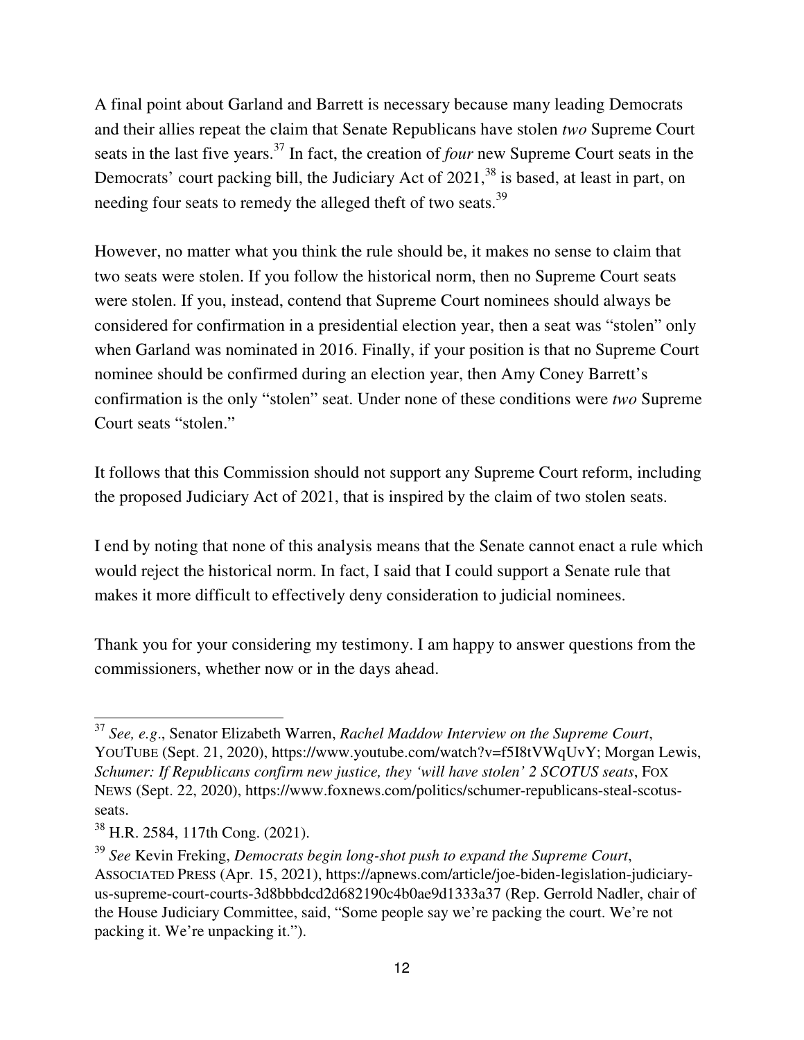A final point about Garland and Barrett is necessary because many leading Democrats and their allies repeat the claim that Senate Republicans have stolen *two* Supreme Court seats in the last five years.[37] In fact, the creation of *four* new Supreme Court seats in the Democrats' court packing bill, the Judiciary Act of 2021,[38] is based, at least in part, on needing four seats to remedy the alleged theft of two seats.[39]

However, no matter what you think the rule should be, it makes no sense to claim that two seats were stolen. If you follow the historical norm, then no Supreme Court seats were stolen. If you, instead, contend that Supreme Court nominees should always be considered for confirmation in a presidential election year, then a seat was "stolen" only when Garland was nominated in 2016. Finally, if your position is that no Supreme Court nominee should be confirmed during an election year, then Amy Coney Barrett's confirmation is the only "stolen" seat. Under none of these conditions were *two* Supreme Court seats "stolen."

It follows that this Commission should not support any Supreme Court reform, including the proposed Judiciary Act of 2021, that is inspired by the claim of two stolen seats.

I end by noting that none of this analysis means that the Senate cannot enact a rule which would reject the historical norm. In fact, I said that I could support a Senate rule that makes it more difficult to effectively deny consideration to judicial nominees.

Thank you for your considering my testimony. I am happy to answer questions from the commissioners, whether now or in the days ahead.

---

[37] *See, e.g*., Senator Elizabeth Warren, *Rachel Maddow Interview on the Supreme Court*, YOUTUBE (Sept. 21, 2020), https://www.youtube.com/watch?v=f5I8tVWqUvY; Morgan Lewis, *Schumer: If Republicans confirm new justice, they 'will have stolen' 2 SCOTUS seats*, FOX NEWS (Sept. 22, 2020), https://www.foxnews.com/politics/schumer-republicans-steal-scotus-seats.

[38] H.R. 2584, 117th Cong. (2021).

[39] *See* Kevin Freking, *Democrats begin long-shot push to expand the Supreme Court*, ASSOCIATED PRESS (Apr. 15, 2021), https://apnews.com/article/joe-biden-legislation-judiciary-us-supreme-court-courts-3d8bbbdcd2d682190c4b0ae9d1333a37 (Rep. Gerrold Nadler, chair of the House Judiciary Committee, said, "Some people say we're packing the court. We're not packing it. We're unpacking it.").